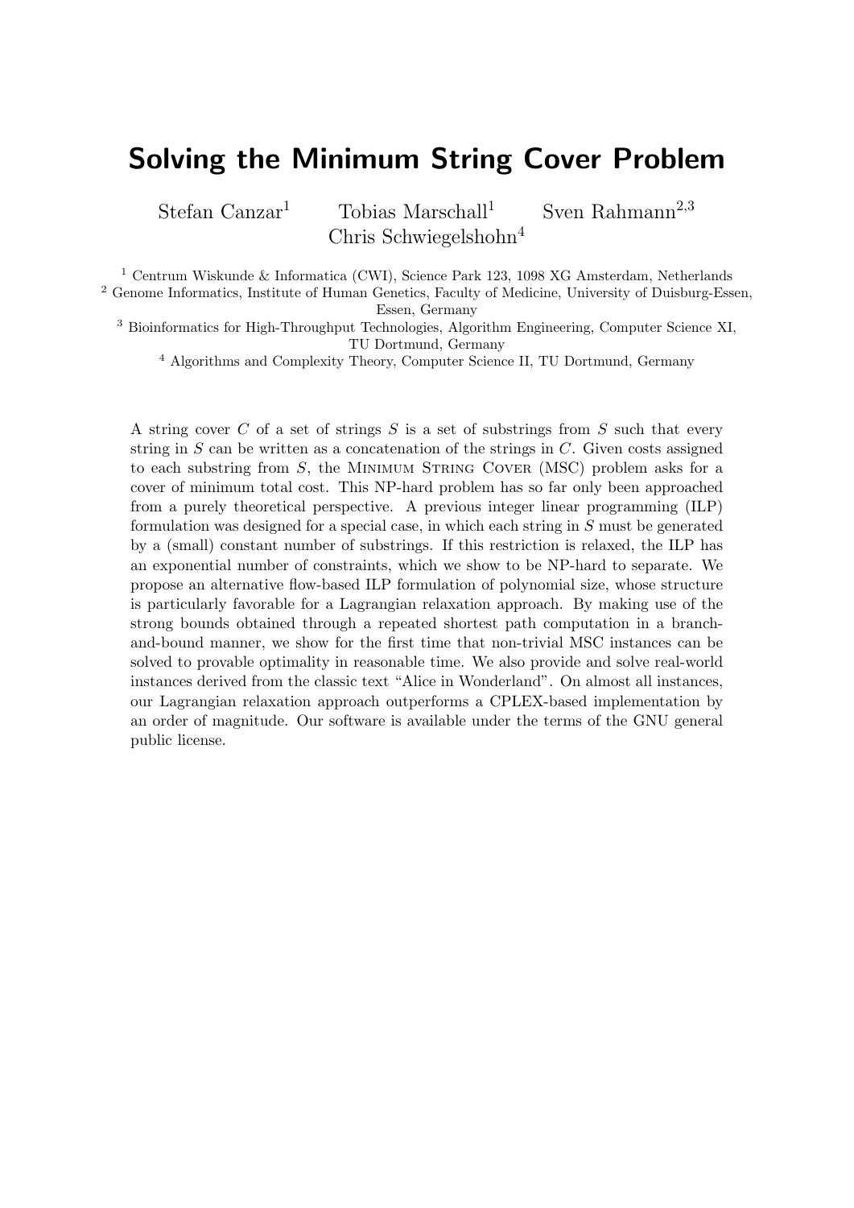# Solving the Minimum String Cover Problem

Stefan Canzar[1] Tobias Marschall[1] Sven Rahmann[2,3] Chris Schwiegelshohn[4]

[1] Centrum Wiskunde & Informatica (CWI), Science Park 123, 1098 XG Amsterdam, Netherlands
[2] Genome Informatics, Institute of Human Genetics, Faculty of Medicine, University of Duisburg-Essen, Essen, Germany
[3] Bioinformatics for High-Throughput Technologies, Algorithm Engineering, Computer Science XI, TU Dortmund, Germany
[4] Algorithms and Complexity Theory, Computer Science II, TU Dortmund, Germany

A string cover $C$ of a set of strings $S$ is a set of substrings from $S$ such that every string in $S$ can be written as a concatenation of the strings in $C$. Given costs assigned to each substring from $S$, the Minimum String Cover (MSC) problem asks for a cover of minimum total cost. This NP-hard problem has so far only been approached from a purely theoretical perspective. A previous integer linear programming (ILP) formulation was designed for a special case, in which each string in $S$ must be generated by a (small) constant number of substrings. If this restriction is relaxed, the ILP has an exponential number of constraints, which we show to be NP-hard to separate. We propose an alternative flow-based ILP formulation of polynomial size, whose structure is particularly favorable for a Lagrangian relaxation approach. By making use of the strong bounds obtained through a repeated shortest path computation in a branch-and-bound manner, we show for the first time that non-trivial MSC instances can be solved to provable optimality in reasonable time. We also provide and solve real-world instances derived from the classic text "Alice in Wonderland". On almost all instances, our Lagrangian relaxation approach outperforms a CPLEX-based implementation by an order of magnitude. Our software is available under the terms of the GNU general public license.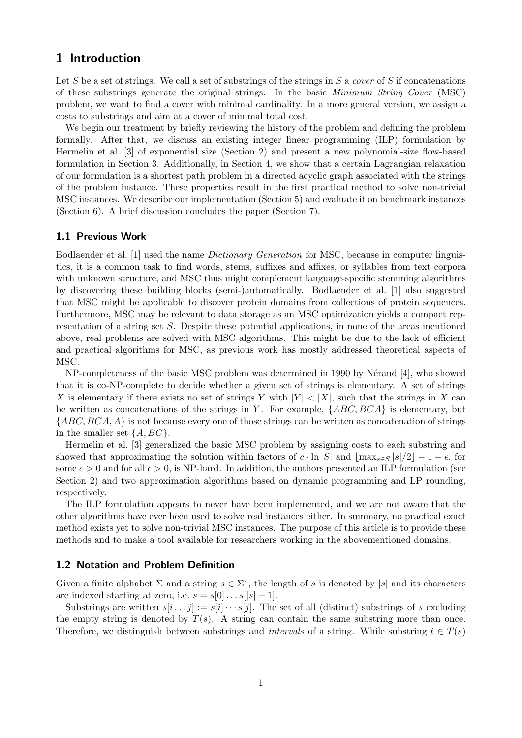# 1 Introduction

Let $S$ be a set of strings. We call a set of substrings of the strings in $S$ a *cover* of $S$ if concatenations of these substrings generate the original strings. In the basic *Minimum String Cover* (MSC) problem, we want to find a cover with minimal cardinality. In a more general version, we assign a costs to substrings and aim at a cover of minimal total cost.

We begin our treatment by briefly reviewing the history of the problem and defining the problem formally. After that, we discuss an existing integer linear programming (ILP) formulation by Hermelin et al. [3] of exponential size (Section 2) and present a new polynomial-size flow-based formulation in Section 3. Additionally, in Section 4, we show that a certain Lagrangian relaxation of our formulation is a shortest path problem in a directed acyclic graph associated with the strings of the problem instance. These properties result in the first practical method to solve non-trivial MSC instances. We describe our implementation (Section 5) and evaluate it on benchmark instances (Section 6). A brief discussion concludes the paper (Section 7).

## 1.1 Previous Work

Bodlaender et al. [1] used the name *Dictionary Generation* for MSC, because in computer linguistics, it is a common task to find words, stems, suffixes and affixes, or syllables from text corpora with unknown structure, and MSC thus might complement language-specific stemming algorithms by discovering these building blocks (semi-)automatically. Bodlaender et al. [1] also suggested that MSC might be applicable to discover protein domains from collections of protein sequences. Furthermore, MSC may be relevant to data storage as an MSC optimization yields a compact representation of a string set $S$. Despite these potential applications, in none of the areas mentioned above, real problems are solved with MSC algorithms. This might be due to the lack of efficient and practical algorithms for MSC, as previous work has mostly addressed theoretical aspects of MSC.

NP-completeness of the basic MSC problem was determined in 1990 by Néraud [4], who showed that it is co-NP-complete to decide whether a given set of strings is elementary. A set of strings $X$ is elementary if there exists no set of strings $Y$ with $|Y| < |X|$, such that the strings in $X$ can be written as concatenations of the strings in $Y$. For example, $\{ABC, BCA\}$ is elementary, but $\{ABC, BCA, A\}$ is not because every one of those strings can be written as concatenation of strings in the smaller set $\{A, BC\}$.

Hermelin et al. [3] generalized the basic MSC problem by assigning costs to each substring and showed that approximating the solution within factors of $c \cdot \ln |S|$ and $\lfloor \max_{s \in S} |s|/2 \rfloor - 1 - \epsilon$, for some $c > 0$ and for all $\epsilon > 0$, is NP-hard. In addition, the authors presented an ILP formulation (see Section 2) and two approximation algorithms based on dynamic programming and LP rounding, respectively.

The ILP formulation appears to never have been implemented, and we are not aware that the other algorithms have ever been used to solve real instances either. In summary, no practical exact method exists yet to solve non-trivial MSC instances. The purpose of this article is to provide these methods and to make a tool available for researchers working in the abovementioned domains.

## 1.2 Notation and Problem Definition

Given a finite alphabet $\Sigma$ and a string $s \in \Sigma^*$, the length of $s$ is denoted by $|s|$ and its characters are indexed starting at zero, i.e. $s = s[0] \dots s[|s| - 1]$.

Substrings are written $s[i \dots j] := s[i] \cdots s[j]$. The set of all (distinct) substrings of $s$ excluding the empty string is denoted by $T(s)$. A string can contain the same substring more than once. Therefore, we distinguish between substrings and *intervals* of a string. While substring $t \in T(s)$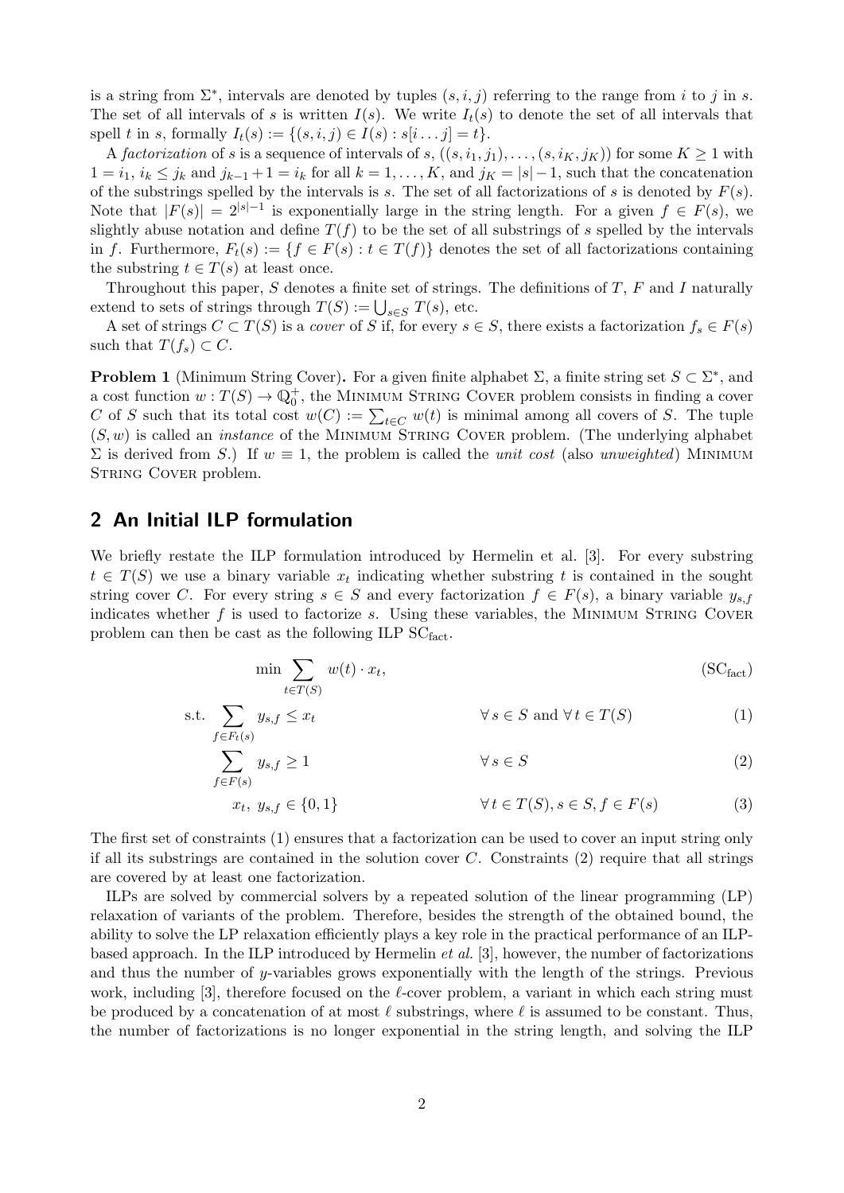is a string from $\Sigma^*$, intervals are denoted by tuples $(s, i, j)$ referring to the range from $i$ to $j$ in $s$. The set of all intervals of $s$ is written $I(s)$. We write $I_t(s)$ to denote the set of all intervals that spell $t$ in $s$, formally $I_t(s) := \{(s, i, j) \in I(s) : s[i \dots j] = t\}$.

A *factorization* of $s$ is a sequence of intervals of $s$, $((s, i_1, j_1), \dots, (s, i_K, j_K))$ for some $K \geq 1$ with $1 = i_1$, $i_k \leq j_k$ and $j_{k-1} + 1 = i_k$ for all $k = 1, \dots, K$, and $j_K = |s| - 1$, such that the concatenation of the substrings spelled by the intervals is $s$. The set of all factorizations of $s$ is denoted by $F(s)$. Note that $|F(s)| = 2^{|s|-1}$ is exponentially large in the string length. For a given $f \in F(s)$, we slightly abuse notation and define $T(f)$ to be the set of all substrings of $s$ spelled by the intervals in $f$. Furthermore, $F_t(s) := \{f \in F(s) : t \in T(f)\}$ denotes the set of all factorizations containing the substring $t \in T(s)$ at least once.

Throughout this paper, $S$ denotes a finite set of strings. The definitions of $T$, $F$ and $I$ naturally extend to sets of strings through $T(S) := \bigcup_{s \in S} T(s)$, etc.

A set of strings $C \subset T(S)$ is a *cover* of $S$ if, for every $s \in S$, there exists a factorization $f_s \in F(s)$ such that $T(f_s) \subset C$.

**Problem 1** (Minimum String Cover)**.** For a given finite alphabet $\Sigma$, a finite string set $S \subset \Sigma^*$, and a cost function $w : T(S) \to \mathbb{Q}_0^+$, the Minimum String Cover problem consists in finding a cover $C$ of $S$ such that its total cost $w(C) := \sum_{t \in C} w(t)$ is minimal among all covers of $S$. The tuple $(S, w)$ is called an *instance* of the Minimum String Cover problem. (The underlying alphabet $\Sigma$ is derived from $S$.) If $w \equiv 1$, the problem is called the *unit cost* (also *unweighted*) Minimum String Cover problem.

## 2 An Initial ILP formulation

We briefly restate the ILP formulation introduced by Hermelin et al. [3]. For every substring $t \in T(S)$ we use a binary variable $x_t$ indicating whether substring $t$ is contained in the sought string cover $C$. For every string $s \in S$ and every factorization $f \in F(s)$, a binary variable $y_{s,f}$ indicates whether $f$ is used to factorize $s$. Using these variables, the Minimum String Cover problem can then be cast as the following ILP $\mathrm{SC_{fact}}$.

$$\min \sum_{t \in T(S)} w(t) \cdot x_t, \tag{$\mathrm{SC_{fact}}$}$$

$$\text{s.t.} \sum_{f \in F_t(s)} y_{s,f} \leq x_t \qquad \forall\, s \in S \text{ and } \forall\, t \in T(S) \tag{1}$$

$$\sum_{f \in F(s)} y_{s,f} \geq 1 \qquad \forall\, s \in S \tag{2}$$

$$x_t,\ y_{s,f} \in \{0, 1\} \qquad \forall\, t \in T(S), s \in S, f \in F(s) \tag{3}$$

The first set of constraints (1) ensures that a factorization can be used to cover an input string only if all its substrings are contained in the solution cover $C$. Constraints (2) require that all strings are covered by at least one factorization.

ILPs are solved by commercial solvers by a repeated solution of the linear programming (LP) relaxation of variants of the problem. Therefore, besides the strength of the obtained bound, the ability to solve the LP relaxation efficiently plays a key role in the practical performance of an ILP-based approach. In the ILP introduced by Hermelin *et al.* [3], however, the number of factorizations and thus the number of $y$-variables grows exponentially with the length of the strings. Previous work, including [3], therefore focused on the $\ell$-cover problem, a variant in which each string must be produced by a concatenation of at most $\ell$ substrings, where $\ell$ is assumed to be constant. Thus, the number of factorizations is no longer exponential in the string length, and solving the ILP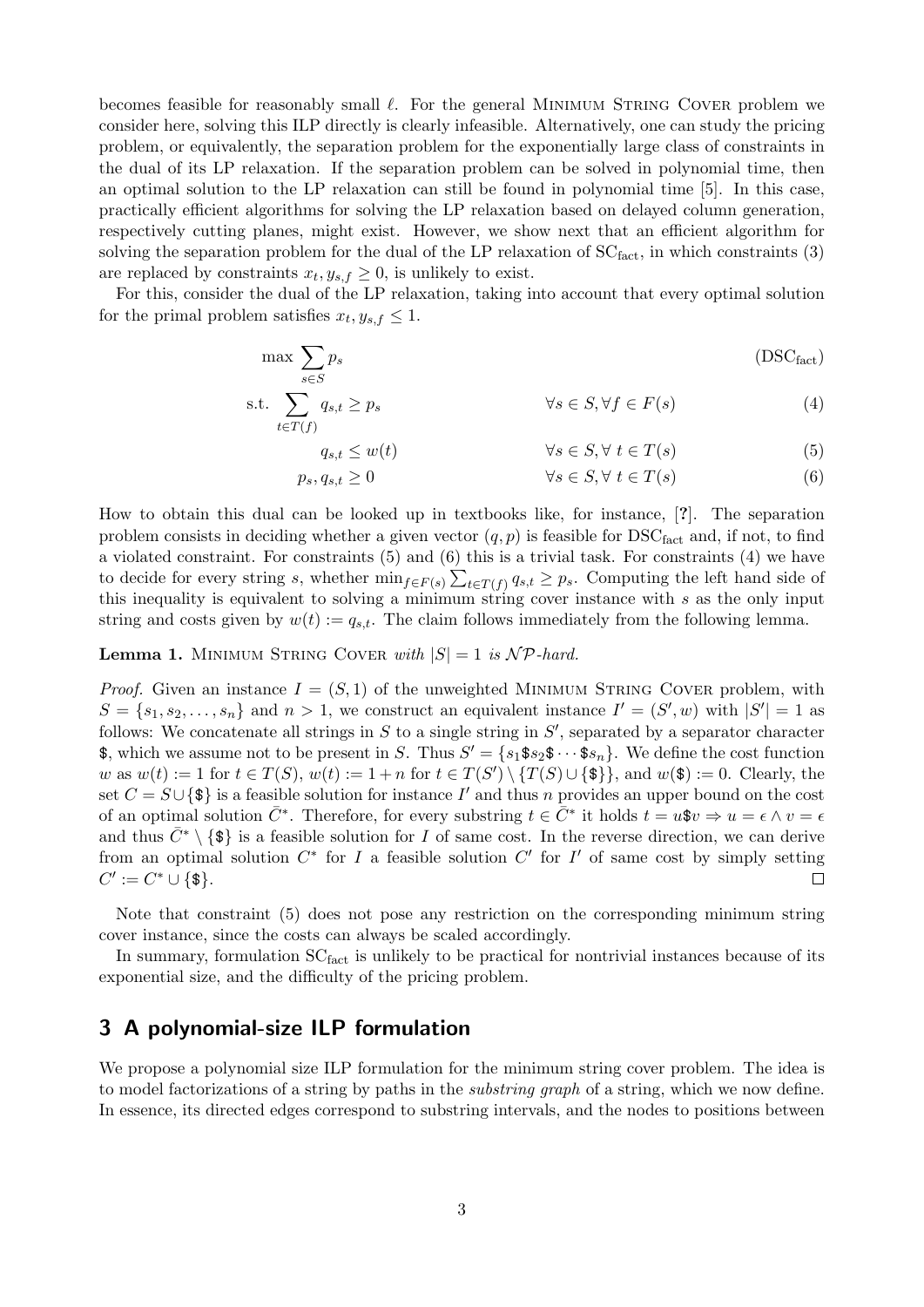becomes feasible for reasonably small $\ell$. For the general MINIMUM STRING COVER problem we consider here, solving this ILP directly is clearly infeasible. Alternatively, one can study the pricing problem, or equivalently, the separation problem for the exponentially large class of constraints in the dual of its LP relaxation. If the separation problem can be solved in polynomial time, then an optimal solution to the LP relaxation can still be found in polynomial time [5]. In this case, practically efficient algorithms for solving the LP relaxation based on delayed column generation, respectively cutting planes, might exist. However, we show next that an efficient algorithm for solving the separation problem for the dual of the LP relaxation of $\mathrm{SC}_{\mathrm{fact}}$, in which constraints (3) are replaced by constraints $x_t, y_{s,f} \geq 0$, is unlikely to exist.

For this, consider the dual of the LP relaxation, taking into account that every optimal solution for the primal problem satisfies $x_t, y_{s,f} \leq 1$.

$$
\begin{aligned}
\max \sum_{s \in S} p_s & & & (\mathrm{DSC}_{\mathrm{fact}}) \\
\text{s.t.} \sum_{t \in T(f)} q_{s,t} \geq p_s & & \forall s \in S, \forall f \in F(s) & \quad (4) \\
q_{s,t} \leq w(t) & & \forall s \in S, \forall\, t \in T(s) & \quad (5) \\
p_s, q_{s,t} \geq 0 & & \forall s \in S, \forall\, t \in T(s) & \quad (6)
\end{aligned}
$$

How to obtain this dual can be looked up in textbooks like, for instance, [?]. The separation problem consists in deciding whether a given vector $(q, p)$ is feasible for $\mathrm{DSC}_{\mathrm{fact}}$ and, if not, to find a violated constraint. For constraints (5) and (6) this is a trivial task. For constraints (4) we have to decide for every string $s$, whether $\min_{f \in F(s)} \sum_{t \in T(f)} q_{s,t} \geq p_s$. Computing the left hand side of this inequality is equivalent to solving a minimum string cover instance with $s$ as the only input string and costs given by $w(t) := q_{s,t}$. The claim follows immediately from the following lemma.

**Lemma 1.** MINIMUM STRING COVER *with* $|S| = 1$ *is* $\mathcal{NP}$*-hard.*

*Proof.* Given an instance $I = (S, 1)$ of the unweighted MINIMUM STRING COVER problem, with $S = \{s_1, s_2, \ldots, s_n\}$ and $n > 1$, we construct an equivalent instance $I' = (S', w)$ with $|S'| = 1$ as follows: We concatenate all strings in $S$ to a single string in $S'$, separated by a separator character \$, which we assume not to be present in $S$. Thus $S' = \{s_1 \$ s_2 \$ \cdots \$ s_n\}$. We define the cost function $w$ as $w(t) := 1$ for $t \in T(S)$, $w(t) := 1 + n$ for $t \in T(S') \setminus \{T(S) \cup \{\$\}\}$, and $w(\$) := 0$. Clearly, the set $C = S \cup \{\$\}$ is a feasible solution for instance $I'$ and thus $n$ provides an upper bound on the cost of an optimal solution $\bar{C}^*$. Therefore, for every substring $t \in \bar{C}^*$ it holds $t = u\$v \Rightarrow u = \epsilon \wedge v = \epsilon$ and thus $\bar{C}^* \setminus \{\$\}$ is a feasible solution for $I$ of same cost. In the reverse direction, we can derive from an optimal solution $C^*$ for $I$ a feasible solution $C'$ for $I'$ of same cost by simply setting $C' := C^* \cup \{\$\}$. □

Note that constraint (5) does not pose any restriction on the corresponding minimum string cover instance, since the costs can always be scaled accordingly.

In summary, formulation $\mathrm{SC}_{\mathrm{fact}}$ is unlikely to be practical for nontrivial instances because of its exponential size, and the difficulty of the pricing problem.

## 3 A polynomial-size ILP formulation

We propose a polynomial size ILP formulation for the minimum string cover problem. The idea is to model factorizations of a string by paths in the *substring graph* of a string, which we now define. In essence, its directed edges correspond to substring intervals, and the nodes to positions between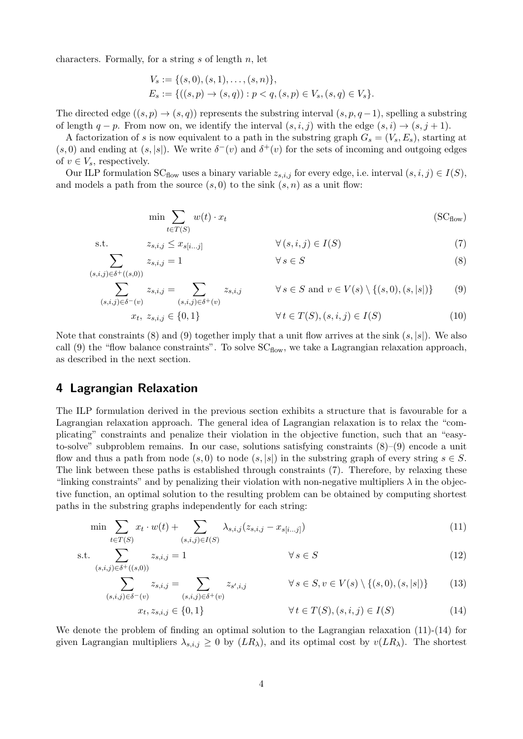characters. Formally, for a string $s$ of length $n$, let

$$
\begin{aligned}
V_s &:= \{(s,0),(s,1),\ldots,(s,n)\},\\
E_s &:= \{((s,p)\to(s,q)) : p<q,(s,p)\in V_s,(s,q)\in V_s\}.
\end{aligned}
$$

The directed edge $((s,p)\to(s,q))$ represents the substring interval $(s,p,q-1)$, spelling a substring of length $q-p$. From now on, we identify the interval $(s,i,j)$ with the edge $(s,i)\to(s,j+1)$.

A factorization of $s$ is now equivalent to a path in the substring graph $G_s=(V_s,E_s)$, starting at $(s,0)$ and ending at $(s,|s|)$. We write $\delta^-(v)$ and $\delta^+(v)$ for the sets of incoming and outgoing edges of $v\in V_s$, respectively.

Our ILP formulation $\mathrm{SC}_{\mathrm{flow}}$ uses a binary variable $z_{s,i,j}$ for every edge, i.e. interval $(s,i,j)\in I(S)$, and models a path from the source $(s,0)$ to the sink $(s,n)$ as a unit flow:

$$
\min \sum_{t\in T(S)} w(t)\cdot x_t \qquad (\mathrm{SC}_{\mathrm{flow}})
$$

$$
\begin{aligned}
\text{s.t.}\qquad & z_{s,i,j}\le x_{s[i\ldots j]} && \forall\,(s,i,j)\in I(S) && (7)\\
\sum_{(s,i,j)\in\delta^+((s,0))} & z_{s,i,j}=1 && \forall\, s\in S && (8)\\
\sum_{(s,i,j)\in\delta^-(v)} z_{s,i,j} &= \sum_{(s,i,j)\in\delta^+(v)} z_{s,i,j} && \forall\, s\in S \text{ and } v\in V(s)\setminus\{(s,0),(s,|s|)\} && (9)\\
& x_t,\ z_{s,i,j}\in\{0,1\} && \forall\, t\in T(S),(s,i,j)\in I(S) && (10)
\end{aligned}
$$

Note that constraints (8) and (9) together imply that a unit flow arrives at the sink $(s,|s|)$. We also call (9) the "flow balance constraints". To solve $\mathrm{SC}_{\mathrm{flow}}$, we take a Lagrangian relaxation approach, as described in the next section.

## 4 Lagrangian Relaxation

The ILP formulation derived in the previous section exhibits a structure that is favourable for a Lagrangian relaxation approach. The general idea of Lagrangian relaxation is to relax the "complicating" constraints and penalize their violation in the objective function, such that an "easy-to-solve" subproblem remains. In our case, solutions satisfying constraints (8)–(9) encode a unit flow and thus a path from node $(s,0)$ to node $(s,|s|)$ in the substring graph of every string $s\in S$. The link between these paths is established through constraints (7). Therefore, by relaxing these "linking constraints" and by penalizing their violation with non-negative multipliers $\lambda$ in the objective function, an optimal solution to the resulting problem can be obtained by computing shortest paths in the substring graphs independently for each string:

$$
\begin{aligned}
\min\ & \sum_{t\in T(S)} x_t\cdot w(t) + \sum_{(s,i,j)\in I(S)} \lambda_{s,i,j}(z_{s,i,j}-x_{s[i\ldots j]}) && && (11)\\
\text{s.t.}\ & \sum_{(s,i,j)\in\delta^+((s,0))} z_{s,i,j}=1 && \forall\, s\in S && (12)\\
& \sum_{(s,i,j)\in\delta^-(v)} z_{s,i,j} = \sum_{(s,i,j)\in\delta^+(v)} z_{s',i,j} && \forall\, s\in S, v\in V(s)\setminus\{(s,0),(s,|s|)\} && (13)\\
& x_t, z_{s,i,j}\in\{0,1\} && \forall\, t\in T(S),(s,i,j)\in I(S) && (14)
\end{aligned}
$$

We denote the problem of finding an optimal solution to the Lagrangian relaxation (11)-(14) for given Lagrangian multipliers $\lambda_{s,i,j}\ge 0$ by $(LR_\lambda)$, and its optimal cost by $v(LR_\lambda)$. The shortest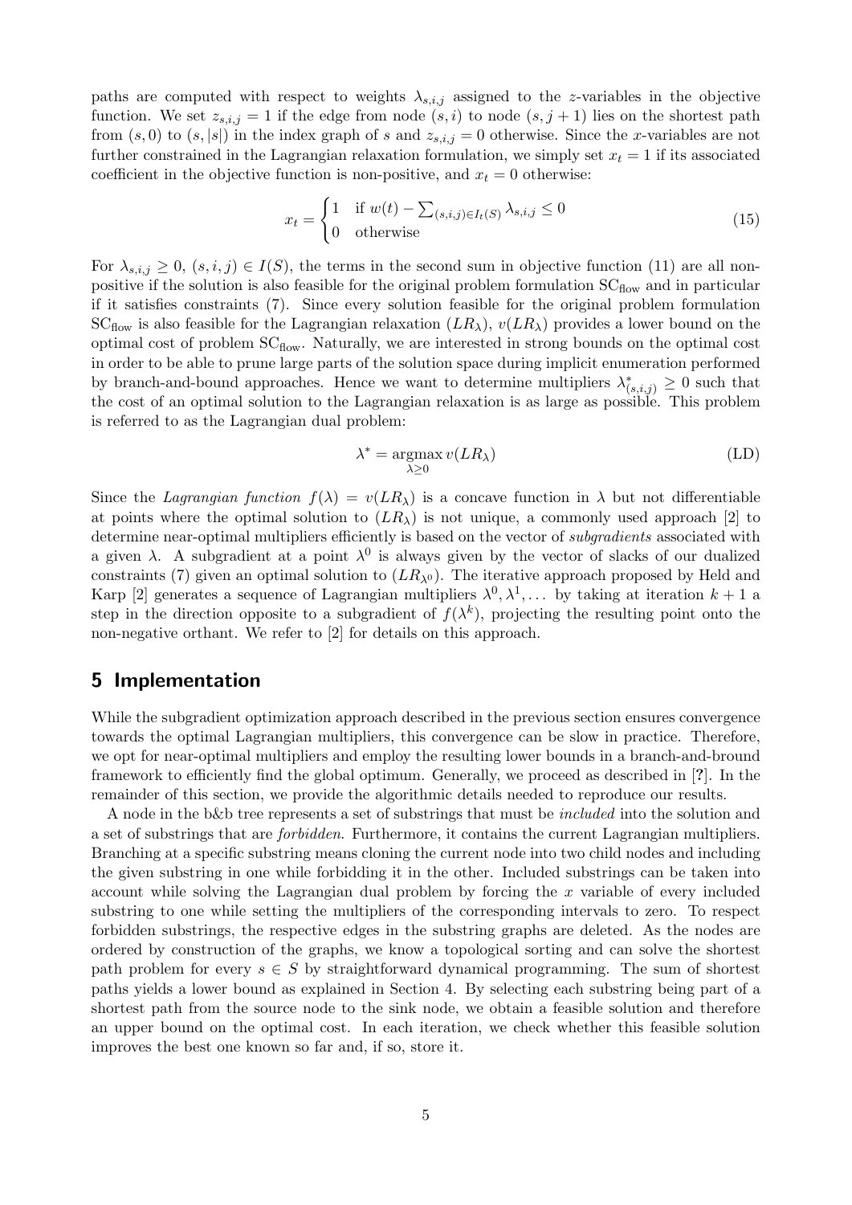paths are computed with respect to weights $\lambda_{s,i,j}$ assigned to the $z$-variables in the objective function. We set $z_{s,i,j} = 1$ if the edge from node $(s,i)$ to node $(s,j+1)$ lies on the shortest path from $(s,0)$ to $(s,|s|)$ in the index graph of $s$ and $z_{s,i,j} = 0$ otherwise. Since the $x$-variables are not further constrained in the Lagrangian relaxation formulation, we simply set $x_t = 1$ if its associated coefficient in the objective function is non-positive, and $x_t = 0$ otherwise:

$$x_t = \begin{cases} 1 & \text{if } w(t) - \sum_{(s,i,j) \in I_t(S)} \lambda_{s,i,j} \leq 0 \\ 0 & \text{otherwise} \end{cases} \tag{15}$$

For $\lambda_{s,i,j} \geq 0$, $(s,i,j) \in I(S)$, the terms in the second sum in objective function (11) are all non-positive if the solution is also feasible for the original problem formulation $\text{SC}_{\text{flow}}$ and in particular if it satisfies constraints (7). Since every solution feasible for the original problem formulation $\text{SC}_{\text{flow}}$ is also feasible for the Lagrangian relaxation $(LR_\lambda)$, $v(LR_\lambda)$ provides a lower bound on the optimal cost of problem $\text{SC}_{\text{flow}}$. Naturally, we are interested in strong bounds on the optimal cost in order to be able to prune large parts of the solution space during implicit enumeration performed by branch-and-bound approaches. Hence we want to determine multipliers $\lambda^*_{(s,i,j)} \geq 0$ such that the cost of an optimal solution to the Lagrangian relaxation is as large as possible. This problem is referred to as the Lagrangian dual problem:

$$\lambda^* = \underset{\lambda \geq 0}{\operatorname{argmax}}\, v(LR_\lambda) \tag{LD}$$

Since the *Lagrangian function* $f(\lambda) = v(LR_\lambda)$ is a concave function in $\lambda$ but not differentiable at points where the optimal solution to $(LR_\lambda)$ is not unique, a commonly used approach [2] to determine near-optimal multipliers efficiently is based on the vector of *subgradients* associated with a given $\lambda$. A subgradient at a point $\lambda^0$ is always given by the vector of slacks of our dualized constraints (7) given an optimal solution to $(LR_{\lambda^0})$. The iterative approach proposed by Held and Karp [2] generates a sequence of Lagrangian multipliers $\lambda^0, \lambda^1, \ldots$ by taking at iteration $k+1$ a step in the direction opposite to a subgradient of $f(\lambda^k)$, projecting the resulting point onto the non-negative orthant. We refer to [2] for details on this approach.

## 5 Implementation

While the subgradient optimization approach described in the previous section ensures convergence towards the optimal Lagrangian multipliers, this convergence can be slow in practice. Therefore, we opt for near-optimal multipliers and employ the resulting lower bounds in a branch-and-bround framework to efficiently find the global optimum. Generally, we proceed as described in [?]. In the remainder of this section, we provide the algorithmic details needed to reproduce our results.

A node in the b&b tree represents a set of substrings that must be *included* into the solution and a set of substrings that are *forbidden*. Furthermore, it contains the current Lagrangian multipliers. Branching at a specific substring means cloning the current node into two child nodes and including the given substring in one while forbidding it in the other. Included substrings can be taken into account while solving the Lagrangian dual problem by forcing the $x$ variable of every included substring to one while setting the multipliers of the corresponding intervals to zero. To respect forbidden substrings, the respective edges in the substring graphs are deleted. As the nodes are ordered by construction of the graphs, we know a topological sorting and can solve the shortest path problem for every $s \in S$ by straightforward dynamical programming. The sum of shortest paths yields a lower bound as explained in Section 4. By selecting each substring being part of a shortest path from the source node to the sink node, we obtain a feasible solution and therefore an upper bound on the optimal cost. In each iteration, we check whether this feasible solution improves the best one known so far and, if so, store it.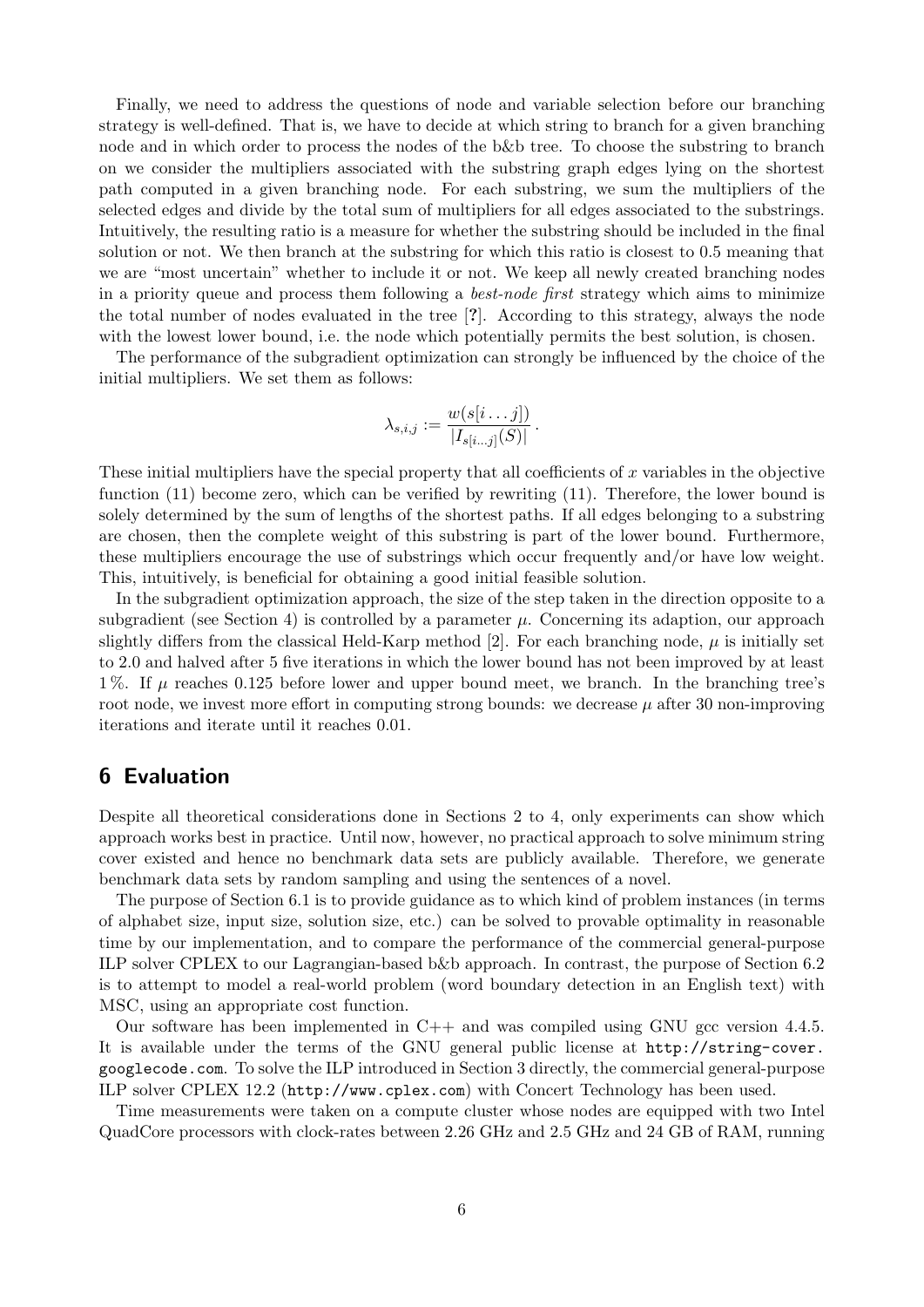Finally, we need to address the questions of node and variable selection before our branching strategy is well-defined. That is, we have to decide at which string to branch for a given branching node and in which order to process the nodes of the b&b tree. To choose the substring to branch on we consider the multipliers associated with the substring graph edges lying on the shortest path computed in a given branching node. For each substring, we sum the multipliers of the selected edges and divide by the total sum of multipliers for all edges associated to the substrings. Intuitively, the resulting ratio is a measure for whether the substring should be included in the final solution or not. We then branch at the substring for which this ratio is closest to 0.5 meaning that we are "most uncertain" whether to include it or not. We keep all newly created branching nodes in a priority queue and process them following a *best-node first* strategy which aims to minimize the total number of nodes evaluated in the tree [?]. According to this strategy, always the node with the lowest lower bound, i.e. the node which potentially permits the best solution, is chosen.

The performance of the subgradient optimization can strongly be influenced by the choice of the initial multipliers. We set them as follows:

$$\lambda_{s,i,j} := \frac{w(s[i \ldots j])}{|I_{s[i \ldots j]}(S)|} .$$

These initial multipliers have the special property that all coefficients of $x$ variables in the objective function (11) become zero, which can be verified by rewriting (11). Therefore, the lower bound is solely determined by the sum of lengths of the shortest paths. If all edges belonging to a substring are chosen, then the complete weight of this substring is part of the lower bound. Furthermore, these multipliers encourage the use of substrings which occur frequently and/or have low weight. This, intuitively, is beneficial for obtaining a good initial feasible solution.

In the subgradient optimization approach, the size of the step taken in the direction opposite to a subgradient (see Section 4) is controlled by a parameter $\mu$. Concerning its adaption, our approach slightly differs from the classical Held-Karp method [2]. For each branching node, $\mu$ is initially set to 2.0 and halved after 5 five iterations in which the lower bound has not been improved by at least 1 %. If $\mu$ reaches 0.125 before lower and upper bound meet, we branch. In the branching tree's root node, we invest more effort in computing strong bounds: we decrease $\mu$ after 30 non-improving iterations and iterate until it reaches 0.01.

## 6 Evaluation

Despite all theoretical considerations done in Sections 2 to 4, only experiments can show which approach works best in practice. Until now, however, no practical approach to solve minimum string cover existed and hence no benchmark data sets are publicly available. Therefore, we generate benchmark data sets by random sampling and using the sentences of a novel.

The purpose of Section 6.1 is to provide guidance as to which kind of problem instances (in terms of alphabet size, input size, solution size, etc.) can be solved to provable optimality in reasonable time by our implementation, and to compare the performance of the commercial general-purpose ILP solver CPLEX to our Lagrangian-based b&b approach. In contrast, the purpose of Section 6.2 is to attempt to model a real-world problem (word boundary detection in an English text) with MSC, using an appropriate cost function.

Our software has been implemented in C++ and was compiled using GNU gcc version 4.4.5. It is available under the terms of the GNU general public license at http://string-cover.googlecode.com. To solve the ILP introduced in Section 3 directly, the commercial general-purpose ILP solver CPLEX 12.2 (http://www.cplex.com) with Concert Technology has been used.

Time measurements were taken on a compute cluster whose nodes are equipped with two Intel QuadCore processors with clock-rates between 2.26 GHz and 2.5 GHz and 24 GB of RAM, running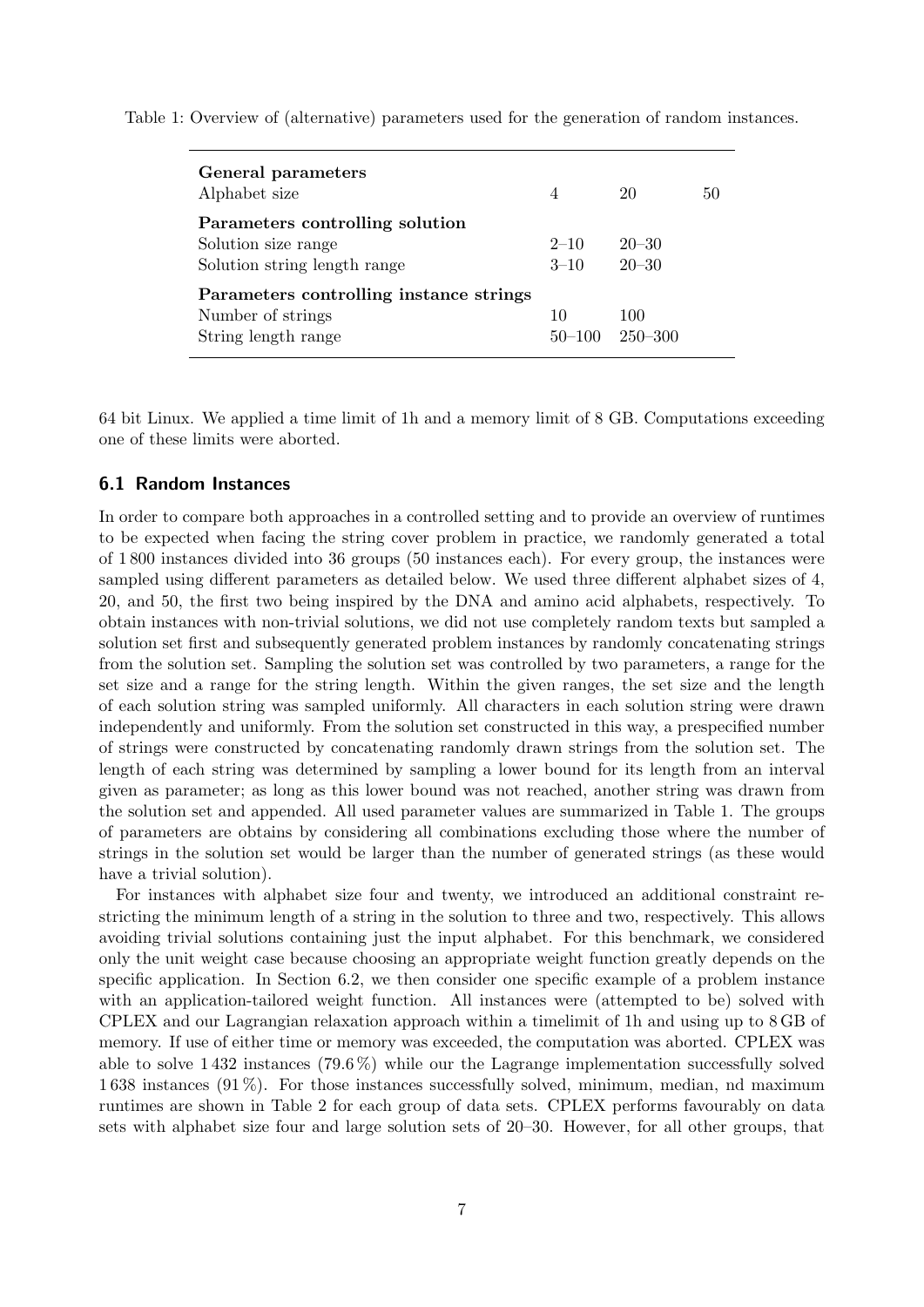Table 1: Overview of (alternative) parameters used for the generation of random instances.

| | | | |
|---|---|---|---|
| **General parameters** | | | |
| Alphabet size | 4 | 20 | 50 |
| **Parameters controlling solution** | | | |
| Solution size range | 2–10 | 20–30 | |
| Solution string length range | 3–10 | 20–30 | |
| **Parameters controlling instance strings** | | | |
| Number of strings | 10 | 100 | |
| String length range | 50–100 | 250–300 | |

64 bit Linux. We applied a time limit of 1h and a memory limit of 8 GB. Computations exceeding one of these limits were aborted.

### 6.1 Random Instances

In order to compare both approaches in a controlled setting and to provide an overview of runtimes to be expected when facing the string cover problem in practice, we randomly generated a total of 1 800 instances divided into 36 groups (50 instances each). For every group, the instances were sampled using different parameters as detailed below. We used three different alphabet sizes of 4, 20, and 50, the first two being inspired by the DNA and amino acid alphabets, respectively. To obtain instances with non-trivial solutions, we did not use completely random texts but sampled a solution set first and subsequently generated problem instances by randomly concatenating strings from the solution set. Sampling the solution set was controlled by two parameters, a range for the set size and a range for the string length. Within the given ranges, the set size and the length of each solution string was sampled uniformly. All characters in each solution string were drawn independently and uniformly. From the solution set constructed in this way, a prespecified number of strings were constructed by concatenating randomly drawn strings from the solution set. The length of each string was determined by sampling a lower bound for its length from an interval given as parameter; as long as this lower bound was not reached, another string was drawn from the solution set and appended. All used parameter values are summarized in Table 1. The groups of parameters are obtains by considering all combinations excluding those where the number of strings in the solution set would be larger than the number of generated strings (as these would have a trivial solution).

For instances with alphabet size four and twenty, we introduced an additional constraint restricting the minimum length of a string in the solution to three and two, respectively. This allows avoiding trivial solutions containing just the input alphabet. For this benchmark, we considered only the unit weight case because choosing an appropriate weight function greatly depends on the specific application. In Section 6.2, we then consider one specific example of a problem instance with an application-tailored weight function. All instances were (attempted to be) solved with CPLEX and our Lagrangian relaxation approach within a timelimit of 1h and using up to 8 GB of memory. If use of either time or memory was exceeded, the computation was aborted. CPLEX was able to solve 1 432 instances (79.6 %) while our the Lagrange implementation successfully solved 1 638 instances (91 %). For those instances successfully solved, minimum, median, nd maximum runtimes are shown in Table 2 for each group of data sets. CPLEX performs favourably on data sets with alphabet size four and large solution sets of 20–30. However, for all other groups, that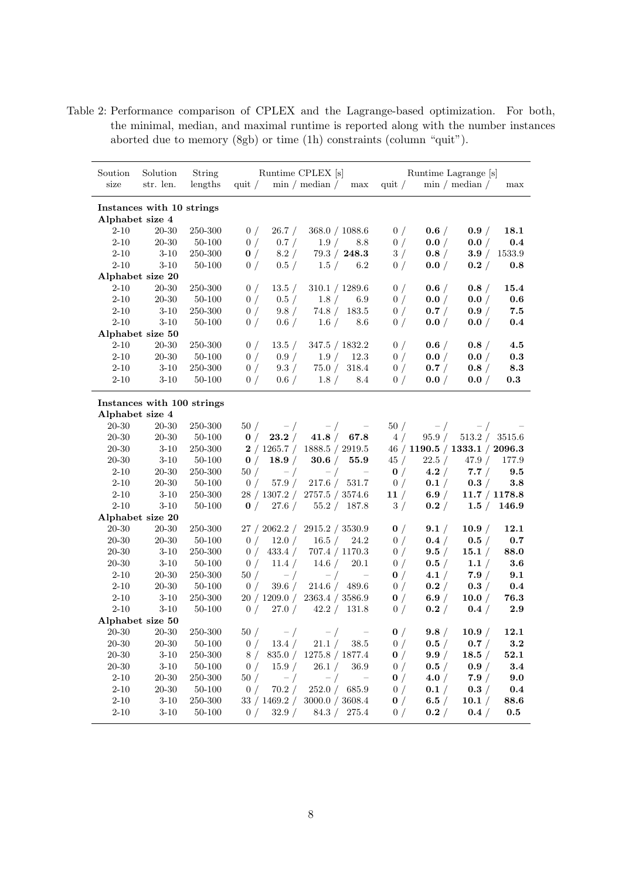Table 2: Performance comparison of CPLEX and the Lagrange-based optimization. For both, the minimal, median, and maximal runtime is reported along with the number instances aborted due to memory (8gb) or time (1h) constraints (column "quit").

| Soution size | Solution str. len. | String lengths | Runtime CPLEX [s] quit / | min / | median / | max | Runtime Lagrange [s] quit / | min / | median / | max |
|---|---|---|---|---|---|---|---|---|---|---|
| **Instances with 10 strings** | | | | | | | | | | |
| **Alphabet size 4** | | | | | | | | | | |
| 2-10 | 20-30 | 250-300 | 0 / | 26.7 / | 368.0 / | 1088.6 | 0 / | **0.6** / | **0.9** / | **18.1** |
| 2-10 | 20-30 | 50-100 | 0 / | 0.7 / | 1.9 / | 8.8 | 0 / | **0.0** / | **0.0** / | **0.4** |
| 2-10 | 3-10 | 250-300 | **0** / | 8.2 / | 79.3 / | **248.3** | 3 / | **0.8** / | **3.9** / | 1533.9 |
| 2-10 | 3-10 | 50-100 | 0 / | 0.5 / | 1.5 / | 6.2 | 0 / | **0.0** / | **0.2** / | **0.8** |
| **Alphabet size 20** | | | | | | | | | | |
| 2-10 | 20-30 | 250-300 | 0 / | 13.5 / | 310.1 / | 1289.6 | 0 / | **0.6** / | **0.8** / | **15.4** |
| 2-10 | 20-30 | 50-100 | 0 / | 0.5 / | 1.8 / | 6.9 | 0 / | **0.0** / | **0.0** / | **0.6** |
| 2-10 | 3-10 | 250-300 | 0 / | 9.8 / | 74.8 / | 183.5 | 0 / | **0.7** / | **0.9** / | **7.5** |
| 2-10 | 3-10 | 50-100 | 0 / | 0.6 / | 1.6 / | 8.6 | 0 / | **0.0** / | **0.0** / | **0.4** |
| **Alphabet size 50** | | | | | | | | | | |
| 2-10 | 20-30 | 250-300 | 0 / | 13.5 / | 347.5 / | 1832.2 | 0 / | **0.6** / | **0.8** / | **4.5** |
| 2-10 | 20-30 | 50-100 | 0 / | 0.9 / | 1.9 / | 12.3 | 0 / | **0.0** / | **0.0** / | **0.3** |
| 2-10 | 3-10 | 250-300 | 0 / | 9.3 / | 75.0 / | 318.4 | 0 / | **0.7** / | **0.8** / | **8.3** |
| 2-10 | 3-10 | 50-100 | 0 / | 0.6 / | 1.8 / | 8.4 | 0 / | **0.0** / | **0.0** / | **0.3** |
| **Instances with 100 strings** | | | | | | | | | | |
| **Alphabet size 4** | | | | | | | | | | |
| 20-30 | 20-30 | 250-300 | 50 / | – / | – / | – | 50 / | – / | – / | – |
| 20-30 | 20-30 | 50-100 | **0** / | **23.2** / | **41.8** / | **67.8** | 4 / | 95.9 / | 513.2 / | 3515.6 |
| 20-30 | 3-10 | 250-300 | **2** / | 1265.7 / | 1888.5 / | 2919.5 | 46 / | **1190.5** / | **1333.1** / | **2096.3** |
| 20-30 | 3-10 | 50-100 | **0** / | **18.9** / | **30.6** / | **55.9** | 45 / | 22.5 / | 47.9 / | 177.9 |
| 2-10 | 20-30 | 250-300 | 50 / | – / | – / | – | **0** / | **4.2** / | **7.7** / | **9.5** |
| 2-10 | 20-30 | 50-100 | 0 / | 57.9 / | 217.6 / | 531.7 | 0 / | **0.1** / | **0.3** / | **3.8** |
| 2-10 | 3-10 | 250-300 | 28 / | 1307.2 / | 2757.5 / | 3574.6 | **11** / | **6.9** / | **11.7** / | **1178.8** |
| 2-10 | 3-10 | 50-100 | **0** / | 27.6 / | 55.2 / | 187.8 | 3 / | **0.2** / | **1.5** / | **146.9** |
| **Alphabet size 20** | | | | | | | | | | |
| 20-30 | 20-30 | 250-300 | 27 / | 2062.2 / | 2915.2 / | 3530.9 | **0** / | **9.1** / | **10.9** / | **12.1** |
| 20-30 | 20-30 | 50-100 | 0 / | 12.0 / | 16.5 / | 24.2 | 0 / | **0.4** / | **0.5** / | **0.7** |
| 20-30 | 3-10 | 250-300 | 0 / | 433.4 / | 707.4 / | 1170.3 | 0 / | **9.5** / | **15.1** / | **88.0** |
| 20-30 | 3-10 | 50-100 | 0 / | 11.4 / | 14.6 / | 20.1 | 0 / | **0.5** / | **1.1** / | **3.6** |
| 2-10 | 20-30 | 250-300 | 50 / | – / | – / | – | **0** / | **4.1** / | **7.9** / | **9.1** |
| 2-10 | 20-30 | 50-100 | 0 / | 39.6 / | 214.6 / | 489.6 | 0 / | **0.2** / | **0.3** / | **0.4** |
| 2-10 | 3-10 | 250-300 | 20 / | 1209.0 / | 2363.4 / | 3586.9 | **0** / | **6.9** / | **10.0** / | **76.3** |
| 2-10 | 3-10 | 50-100 | 0 / | 27.0 / | 42.2 / | 131.8 | 0 / | **0.2** / | **0.4** / | **2.9** |
| **Alphabet size 50** | | | | | | | | | | |
| 20-30 | 20-30 | 250-300 | 50 / | – / | – / | – | **0** / | **9.8** / | **10.9** / | **12.1** |
| 20-30 | 20-30 | 50-100 | 0 / | 13.4 / | 21.1 / | 38.5 | 0 / | **0.5** / | **0.7** / | **3.2** |
| 20-30 | 3-10 | 250-300 | 8 / | 835.0 / | 1275.8 / | 1877.4 | **0** / | **9.9** / | **18.5** / | **52.1** |
| 20-30 | 3-10 | 50-100 | 0 / | 15.9 / | 26.1 / | 36.9 | 0 / | **0.5** / | **0.9** / | **3.4** |
| 2-10 | 20-30 | 250-300 | 50 / | – / | – / | – | **0** / | **4.0** / | **7.9** / | **9.0** |
| 2-10 | 20-30 | 50-100 | 0 / | 70.2 / | 252.0 / | 685.9 | 0 / | **0.1** / | **0.3** / | **0.4** |
| 2-10 | 3-10 | 250-300 | 33 / | 1469.2 / | 3000.0 / | 3608.4 | **0** / | **6.5** / | **10.1** / | **88.6** |
| 2-10 | 3-10 | 50-100 | 0 / | 32.9 / | 84.3 / | 275.4 | 0 / | **0.2** / | **0.4** / | **0.5** |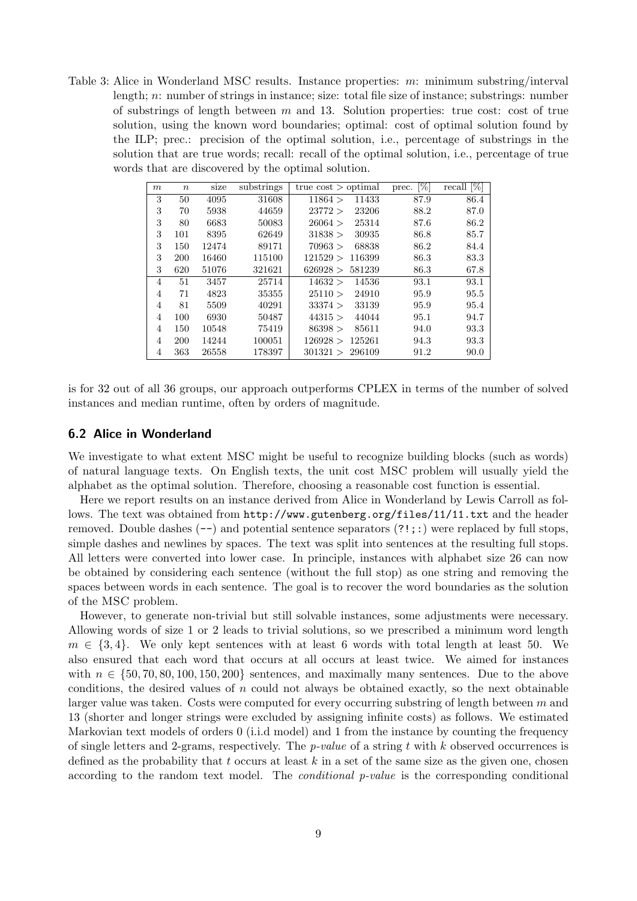Table 3: Alice in Wonderland MSC results. Instance properties: $m$: minimum substring/interval length; $n$: number of strings in instance; size: total file size of instance; substrings: number of substrings of length between $m$ and 13. Solution properties: true cost: cost of true solution, using the known word boundaries; optimal: cost of optimal solution found by the ILP; prec.: precision of the optimal solution, i.e., percentage of substrings in the solution that are true words; recall: recall of the optimal solution, i.e., percentage of true words that are discovered by the optimal solution.

| $m$ | $n$ | size | substrings | true cost > | optimal | prec. [%] | recall [%] |
|---|---|---|---|---|---|---|---|
| 3 | 50 | 4095 | 31608 | 11864 > | 11433 | 87.9 | 86.4 |
| 3 | 70 | 5938 | 44659 | 23772 > | 23206 | 88.2 | 87.0 |
| 3 | 80 | 6683 | 50083 | 26064 > | 25314 | 87.6 | 86.2 |
| 3 | 101 | 8395 | 62649 | 31838 > | 30935 | 86.8 | 85.7 |
| 3 | 150 | 12474 | 89171 | 70963 > | 68838 | 86.2 | 84.4 |
| 3 | 200 | 16460 | 115100 | 121529 > | 116399 | 86.3 | 83.3 |
| 3 | 620 | 51076 | 321621 | 626928 > | 581239 | 86.3 | 67.8 |
| 4 | 51 | 3457 | 25714 | 14632 > | 14536 | 93.1 | 93.1 |
| 4 | 71 | 4823 | 35355 | 25110 > | 24910 | 95.9 | 95.5 |
| 4 | 81 | 5509 | 40291 | 33374 > | 33139 | 95.9 | 95.4 |
| 4 | 100 | 6930 | 50487 | 44315 > | 44044 | 95.1 | 94.7 |
| 4 | 150 | 10548 | 75419 | 86398 > | 85611 | 94.0 | 93.3 |
| 4 | 200 | 14244 | 100051 | 126928 > | 125261 | 94.3 | 93.3 |
| 4 | 363 | 26558 | 178397 | 301321 > | 296109 | 91.2 | 90.0 |

is for 32 out of all 36 groups, our approach outperforms CPLEX in terms of the number of solved instances and median runtime, often by orders of magnitude.

## 6.2 Alice in Wonderland

We investigate to what extent MSC might be useful to recognize building blocks (such as words) of natural language texts. On English texts, the unit cost MSC problem will usually yield the alphabet as the optimal solution. Therefore, choosing a reasonable cost function is essential.

Here we report results on an instance derived from Alice in Wonderland by Lewis Carroll as follows. The text was obtained from `http://www.gutenberg.org/files/11/11.txt` and the header removed. Double dashes (`--`) and potential sentence separators (`?!;:`) were replaced by full stops, simple dashes and newlines by spaces. The text was split into sentences at the resulting full stops. All letters were converted into lower case. In principle, instances with alphabet size 26 can now be obtained by considering each sentence (without the full stop) as one string and removing the spaces between words in each sentence. The goal is to recover the word boundaries as the solution of the MSC problem.

However, to generate non-trivial but still solvable instances, some adjustments were necessary. Allowing words of size 1 or 2 leads to trivial solutions, so we prescribed a minimum word length $m \in \{3, 4\}$. We only kept sentences with at least 6 words with total length at least 50. We also ensured that each word that occurs at all occurs at least twice. We aimed for instances with $n \in \{50, 70, 80, 100, 150, 200\}$ sentences, and maximally many sentences. Due to the above conditions, the desired values of $n$ could not always be obtained exactly, so the next obtainable larger value was taken. Costs were computed for every occurring substring of length between $m$ and 13 (shorter and longer strings were excluded by assigning infinite costs) as follows. We estimated Markovian text models of orders 0 (i.i.d model) and 1 from the instance by counting the frequency of single letters and 2-grams, respectively. The *p-value* of a string $t$ with $k$ observed occurrences is defined as the probability that $t$ occurs at least $k$ in a set of the same size as the given one, chosen according to the random text model. The *conditional p-value* is the corresponding conditional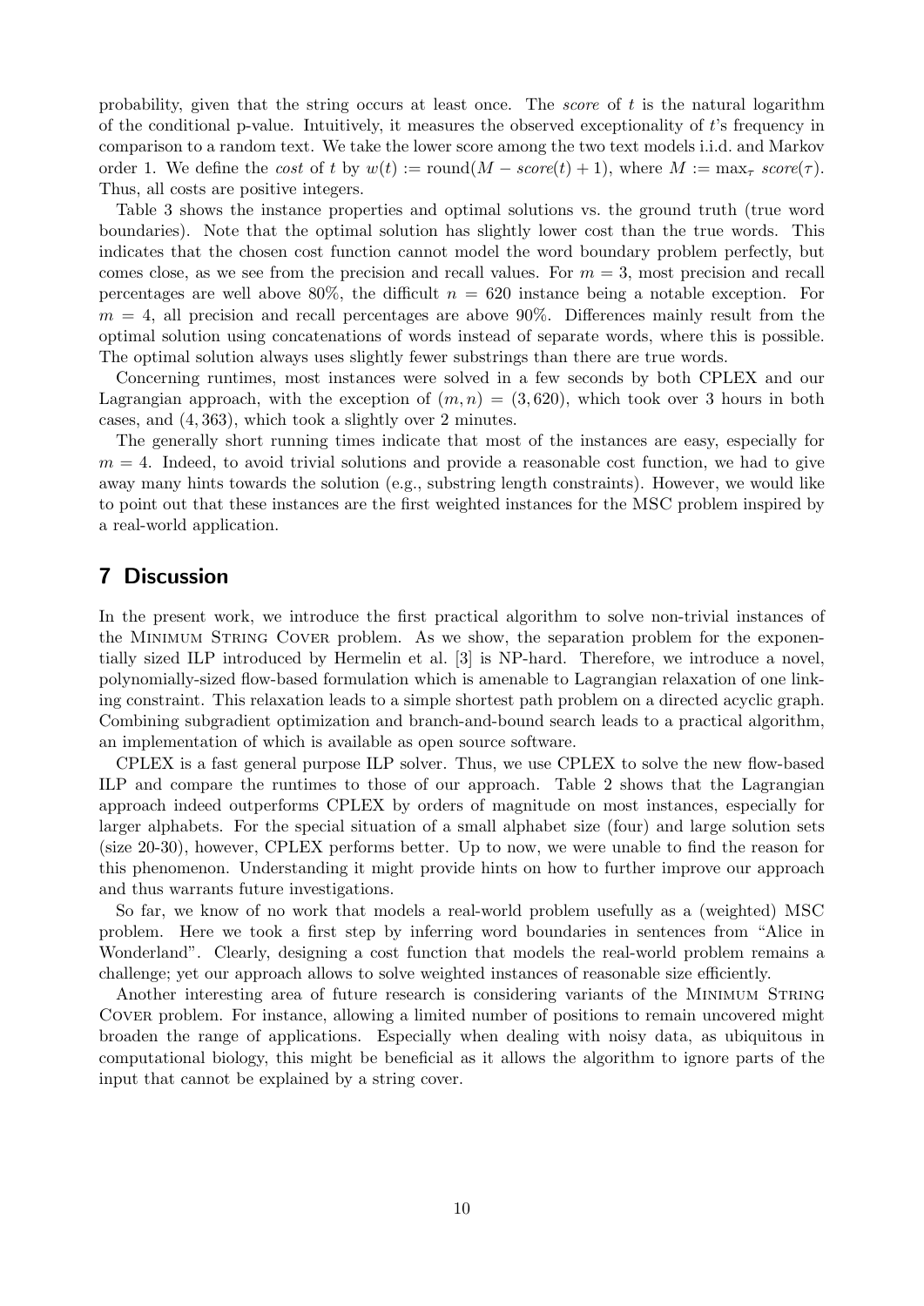probability, given that the string occurs at least once. The *score* of $t$ is the natural logarithm of the conditional p-value. Intuitively, it measures the observed exceptionality of $t$'s frequency in comparison to a random text. We take the lower score among the two text models i.i.d. and Markov order 1. We define the *cost* of $t$ by $w(t) := \text{round}(M - \mathit{score}(t) + 1)$, where $M := \max_\tau \mathit{score}(\tau)$. Thus, all costs are positive integers.

Table 3 shows the instance properties and optimal solutions vs. the ground truth (true word boundaries). Note that the optimal solution has slightly lower cost than the true words. This indicates that the chosen cost function cannot model the word boundary problem perfectly, but comes close, as we see from the precision and recall values. For $m = 3$, most precision and recall percentages are well above 80%, the difficult $n = 620$ instance being a notable exception. For $m = 4$, all precision and recall percentages are above 90%. Differences mainly result from the optimal solution using concatenations of words instead of separate words, where this is possible. The optimal solution always uses slightly fewer substrings than there are true words.

Concerning runtimes, most instances were solved in a few seconds by both CPLEX and our Lagrangian approach, with the exception of $(m, n) = (3, 620)$, which took over 3 hours in both cases, and $(4, 363)$, which took a slightly over 2 minutes.

The generally short running times indicate that most of the instances are easy, especially for $m = 4$. Indeed, to avoid trivial solutions and provide a reasonable cost function, we had to give away many hints towards the solution (e.g., substring length constraints). However, we would like to point out that these instances are the first weighted instances for the MSC problem inspired by a real-world application.

## 7 Discussion

In the present work, we introduce the first practical algorithm to solve non-trivial instances of the Minimum String Cover problem. As we show, the separation problem for the exponentially sized ILP introduced by Hermelin et al. [3] is NP-hard. Therefore, we introduce a novel, polynomially-sized flow-based formulation which is amenable to Lagrangian relaxation of one linking constraint. This relaxation leads to a simple shortest path problem on a directed acyclic graph. Combining subgradient optimization and branch-and-bound search leads to a practical algorithm, an implementation of which is available as open source software.

CPLEX is a fast general purpose ILP solver. Thus, we use CPLEX to solve the new flow-based ILP and compare the runtimes to those of our approach. Table 2 shows that the Lagrangian approach indeed outperforms CPLEX by orders of magnitude on most instances, especially for larger alphabets. For the special situation of a small alphabet size (four) and large solution sets (size 20-30), however, CPLEX performs better. Up to now, we were unable to find the reason for this phenomenon. Understanding it might provide hints on how to further improve our approach and thus warrants future investigations.

So far, we know of no work that models a real-world problem usefully as a (weighted) MSC problem. Here we took a first step by inferring word boundaries in sentences from "Alice in Wonderland". Clearly, designing a cost function that models the real-world problem remains a challenge; yet our approach allows to solve weighted instances of reasonable size efficiently.

Another interesting area of future research is considering variants of the Minimum String Cover problem. For instance, allowing a limited number of positions to remain uncovered might broaden the range of applications. Especially when dealing with noisy data, as ubiquitous in computational biology, this might be beneficial as it allows the algorithm to ignore parts of the input that cannot be explained by a string cover.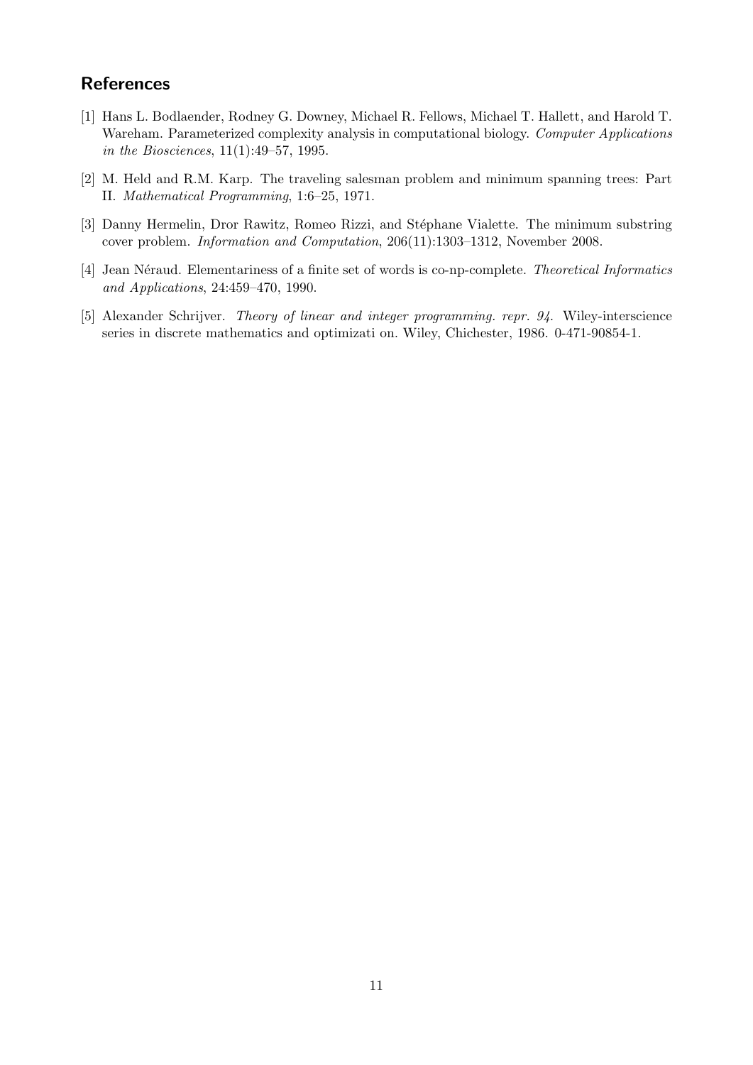## References

[1] Hans L. Bodlaender, Rodney G. Downey, Michael R. Fellows, Michael T. Hallett, and Harold T. Wareham. Parameterized complexity analysis in computational biology. *Computer Applications in the Biosciences*, 11(1):49–57, 1995.

[2] M. Held and R.M. Karp. The traveling salesman problem and minimum spanning trees: Part II. *Mathematical Programming*, 1:6–25, 1971.

[3] Danny Hermelin, Dror Rawitz, Romeo Rizzi, and Stéphane Vialette. The minimum substring cover problem. *Information and Computation*, 206(11):1303–1312, November 2008.

[4] Jean Néraud. Elementariness of a finite set of words is co-np-complete. *Theoretical Informatics and Applications*, 24:459–470, 1990.

[5] Alexander Schrijver. *Theory of linear and integer programming. repr. 94*. Wiley-interscience series in discrete mathematics and optimizati on. Wiley, Chichester, 1986. 0-471-90854-1.